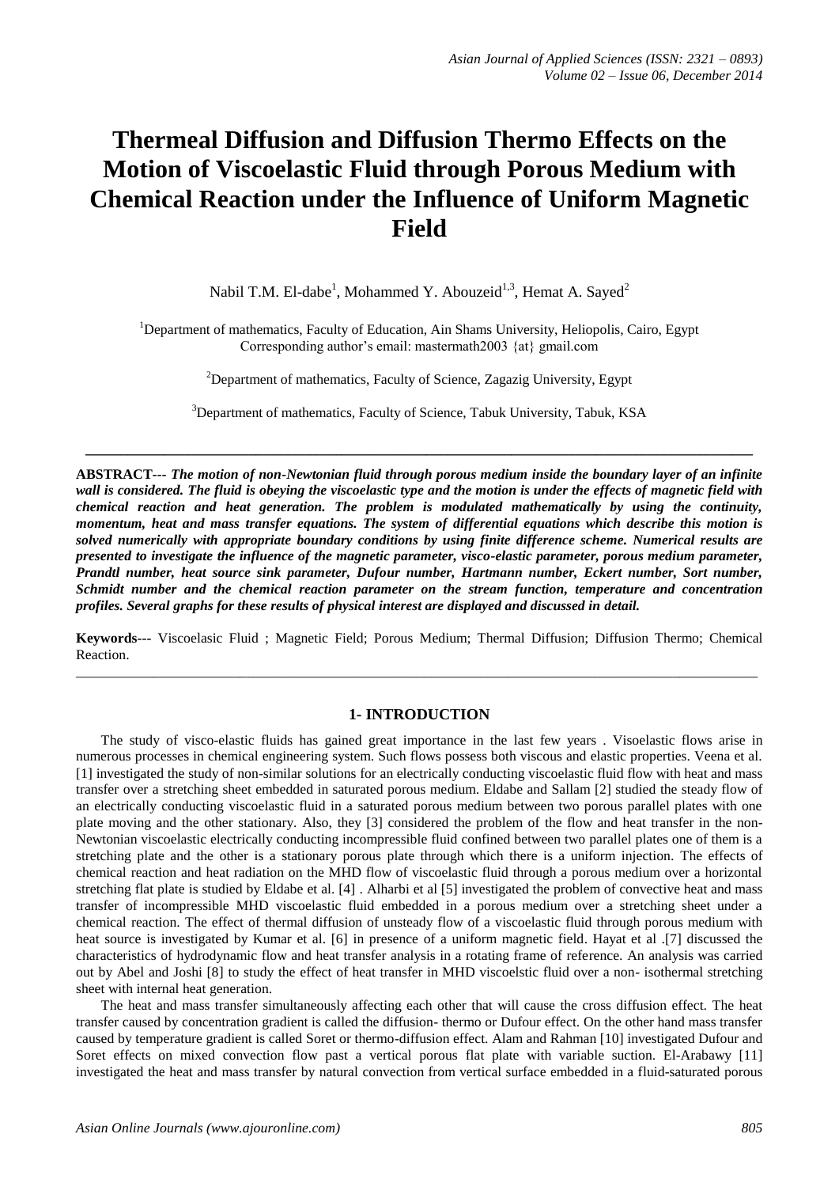# Thermeal Diffusion and Diffusion Thermo Effects on the Motion of Viscoelastic Fluid through Porous Medium with Chemical Reaction under the Influence of Uniform Magnetic Field

Nabil T.M. El-dabe[1], Mohammed Y. Abouzeid[1,3], Hemat A. Sayed[2]

[1]Department of mathematics, Faculty of Education, Ain Shams University, Heliopolis, Cairo, Egypt
Corresponding author's email: mastermath2003 {at} gmail.com

[2]Department of mathematics, Faculty of Science, Zagazig University, Egypt

[3]Department of mathematics, Faculty of Science, Tabuk University, Tabuk, KSA

---

**ABSTRACT---** ***The motion of non-Newtonian fluid through porous medium inside the boundary layer of an infinite wall is considered. The fluid is obeying the viscoelastic type and the motion is under the effects of magnetic field with chemical reaction and heat generation. The problem is modulated mathematically by using the continuity, momentum, heat and mass transfer equations. The system of differential equations which describe this motion is solved numerically with appropriate boundary conditions by using finite difference scheme. Numerical results are presented to investigate the influence of the magnetic parameter, visco-elastic parameter, porous medium parameter, Prandtl number, heat source sink parameter, Dufour number, Hartmann number, Eckert number, Sort number, Schmidt number and the chemical reaction parameter on the stream function, temperature and concentration profiles. Several graphs for these results of physical interest are displayed and discussed in detail.***

**Keywords---** Viscoelasic Fluid ; Magnetic Field; Porous Medium; Thermal Diffusion; Diffusion Thermo; Chemical Reaction.

---

## 1- INTRODUCTION

The study of visco-elastic fluids has gained great importance in the last few years . Visoelastic flows arise in numerous processes in chemical engineering system. Such flows possess both viscous and elastic properties. Veena et al. [1] investigated the study of non-similar solutions for an electrically conducting viscoelastic fluid flow with heat and mass transfer over a stretching sheet embedded in saturated porous medium. Eldabe and Sallam [2] studied the steady flow of an electrically conducting viscoelastic fluid in a saturated porous medium between two porous parallel plates with one plate moving and the other stationary. Also, they [3] considered the problem of the flow and heat transfer in the non-Newtonian viscoelastic electrically conducting incompressible fluid confined between two parallel plates one of them is a stretching plate and the other is a stationary porous plate through which there is a uniform injection. The effects of chemical reaction and heat radiation on the MHD flow of viscoelastic fluid through a porous medium over a horizontal stretching flat plate is studied by Eldabe et al. [4] . Alharbi et al [5] investigated the problem of convective heat and mass transfer of incompressible MHD viscoelastic fluid embedded in a porous medium over a stretching sheet under a chemical reaction. The effect of thermal diffusion of unsteady flow of a viscoelastic fluid through porous medium with heat source is investigated by Kumar et al. [6] in presence of a uniform magnetic field. Hayat et al .[7] discussed the characteristics of hydrodynamic flow and heat transfer analysis in a rotating frame of reference. An analysis was carried out by Abel and Joshi [8] to study the effect of heat transfer in MHD viscoelstic fluid over a non- isothermal stretching sheet with internal heat generation.

The heat and mass transfer simultaneously affecting each other that will cause the cross diffusion effect. The heat transfer caused by concentration gradient is called the diffusion- thermo or Dufour effect. On the other hand mass transfer caused by temperature gradient is called Soret or thermo-diffusion effect. Alam and Rahman [10] investigated Dufour and Soret effects on mixed convection flow past a vertical porous flat plate with variable suction. El-Arabawy [11] investigated the heat and mass transfer by natural convection from vertical surface embedded in a fluid-saturated porous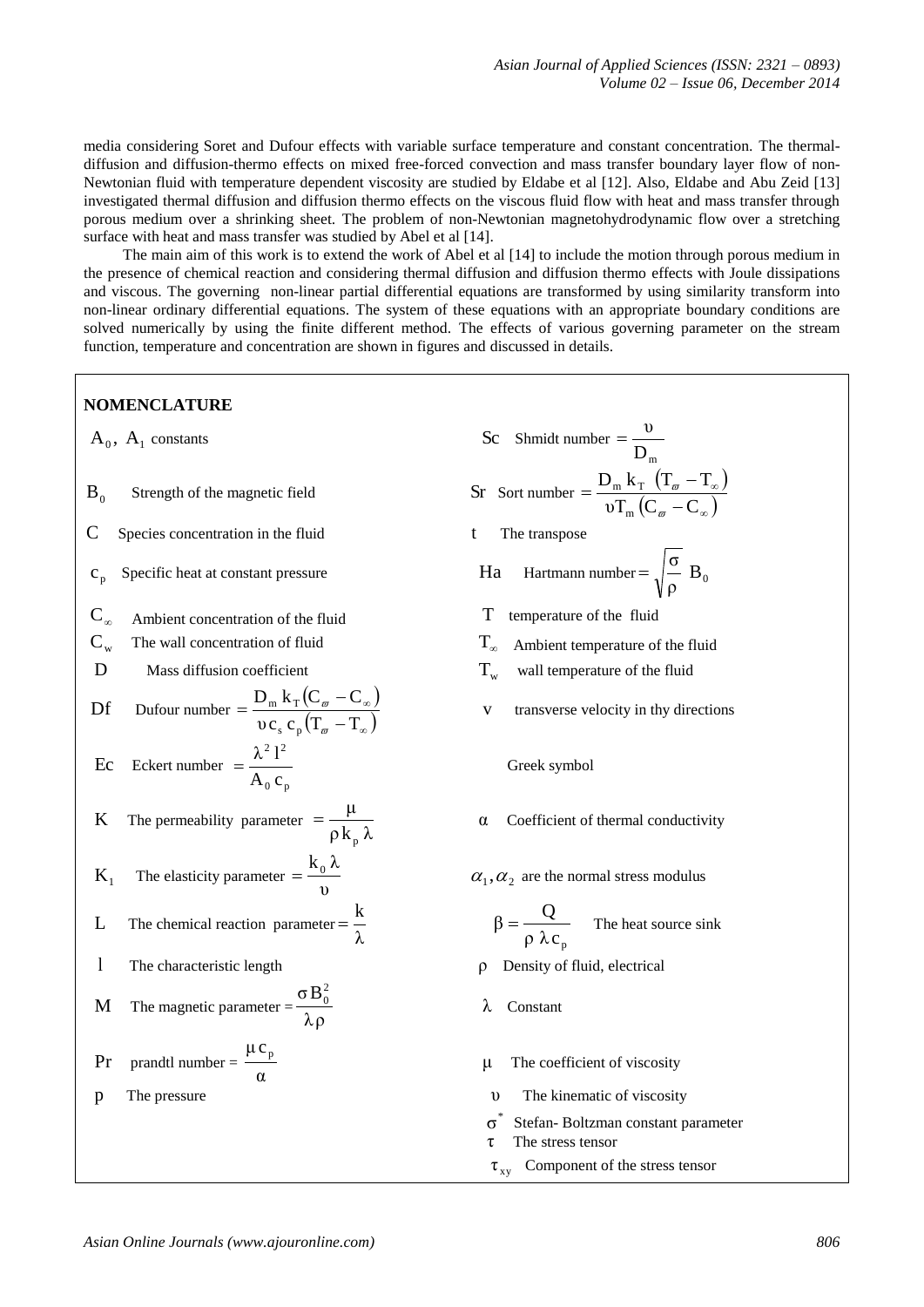media considering Soret and Dufour effects with variable surface temperature and constant concentration. The thermal-diffusion and diffusion-thermo effects on mixed free-forced convection and mass transfer boundary layer flow of non-Newtonian fluid with temperature dependent viscosity are studied by Eldabe et al [12]. Also, Eldabe and Abu Zeid [13] investigated thermal diffusion and diffusion thermo effects on the viscous fluid flow with heat and mass transfer through porous medium over a shrinking sheet. The problem of non-Newtonian magnetohydrodynamic flow over a stretching surface with heat and mass transfer was studied by Abel et al [14].

The main aim of this work is to extend the work of Abel et al [14] to include the motion through porous medium in the presence of chemical reaction and considering thermal diffusion and diffusion thermo effects with Joule dissipations and viscous. The governing non-linear partial differential equations are transformed by using similarity transform into non-linear ordinary differential equations. The system of these equations with an appropriate boundary conditions are solved numerically by using the finite different method. The effects of various governing parameter on the stream function, temperature and concentration are shown in figures and discussed in details.

**NOMENCLATURE**

$A_0,\ A_1$ constants

$B_0$ Strength of the magnetic field

$C$ Species concentration in the fluid

$c_p$ Specific heat at constant pressure

$C_\infty$ Ambient concentration of the fluid

$C_w$ The wall concentration of fluid

$D$ Mass diffusion coefficient

$Df$ Dufour number $= \dfrac{D_m\, k_T (C_\varpi - C_\infty)}{\upsilon\, c_s\, c_p (T_\varpi - T_\infty)}$

$Ec$ Eckert number $= \dfrac{\lambda^2\, l^2}{A_0\, c_p}$

$K$ The permeability parameter $= \dfrac{\mu}{\rho\, k_p\, \lambda}$

$K_1$ The elasticity parameter $= \dfrac{k_0\, \lambda}{\upsilon}$

$L$ The chemical reaction parameter $= \dfrac{k}{\lambda}$

$l$ The characteristic length

$M$ The magnetic parameter $= \dfrac{\sigma B_0^2}{\lambda \rho}$

$Pr$ prandtl number $= \dfrac{\mu\, c_p}{\alpha}$

$p$ The pressure

$Sc$ Shmidt number $= \dfrac{\upsilon}{D_m}$

$Sr$ Sort number $= \dfrac{D_m\, k_T\, (T_\varpi - T_\infty)}{\upsilon T_m (C_\varpi - C_\infty)}$

$t$ The transpose

$Ha$ Hartmann number $= \sqrt{\dfrac{\sigma}{\rho}}\ B_0$

$T$ temperature of the fluid

$T_\infty$ Ambient temperature of the fluid

$T_w$ wall temperature of the fluid

$v$ transverse velocity in thy directions

Greek symbol

$\alpha$ Coefficient of thermal conductivity

$\alpha_1, \alpha_2$ are the normal stress modulus

$\beta = \dfrac{Q}{\rho\, \lambda\, c_p}$ The heat source sink

$\rho$ Density of fluid, electrical

$\lambda$ Constant

$\mu$ The coefficient of viscosity

$\upsilon$ The kinematic of viscosity

$\sigma^*$ Stefan- Boltzman constant parameter

$\tau$ The stress tensor

$\tau_{xy}$ Component of the stress tensor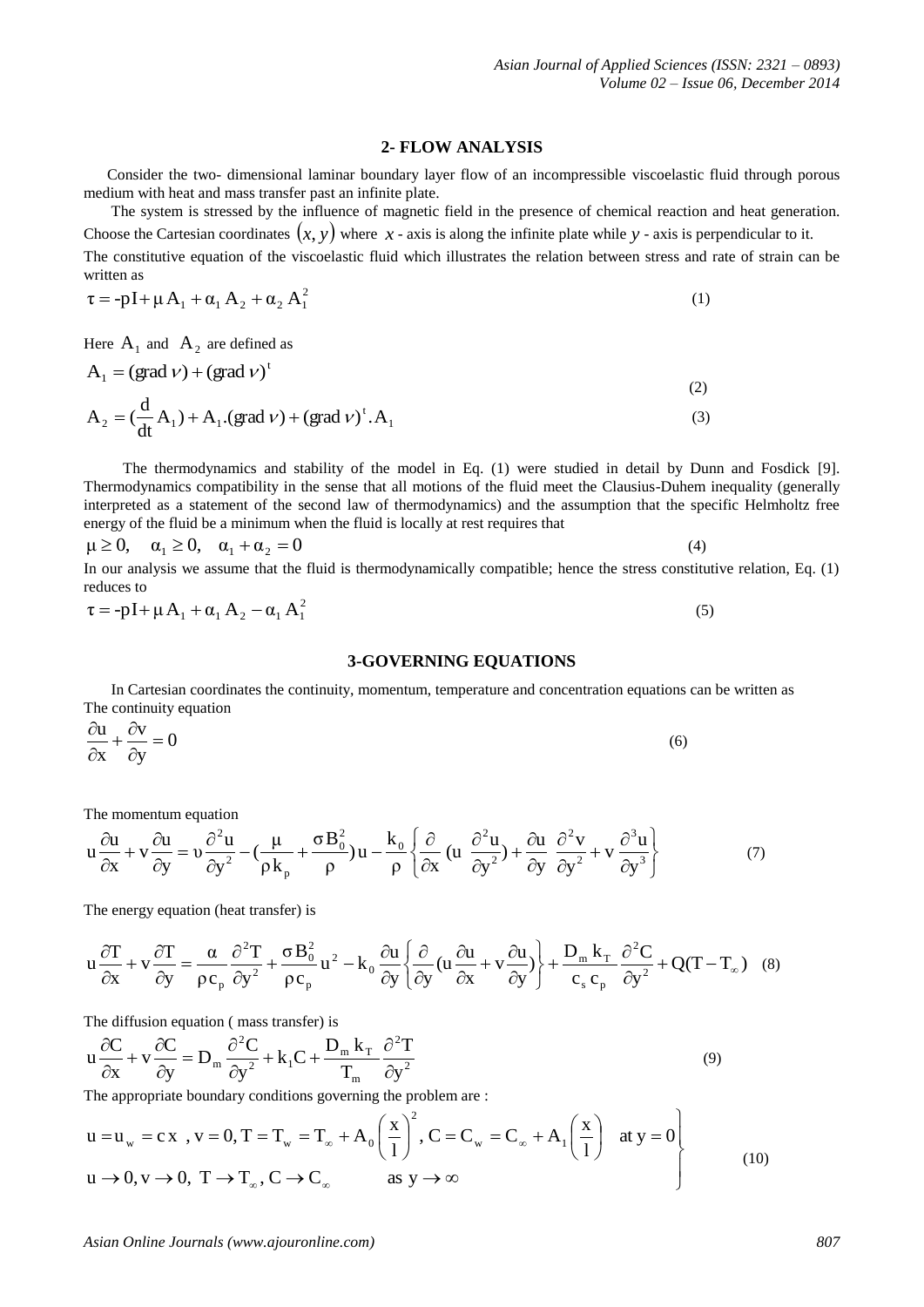## 2- FLOW ANALYSIS

Consider the two- dimensional laminar boundary layer flow of an incompressible viscoelastic fluid through porous medium with heat and mass transfer past an infinite plate.

The system is stressed by the influence of magnetic field in the presence of chemical reaction and heat generation. Choose the Cartesian coordinates $(x, y)$ where $x$ - axis is along the infinite plate while $y$ - axis is perpendicular to it.

The constitutive equation of the viscoelastic fluid which illustrates the relation between stress and rate of strain can be written as

$$\tau = -pI + \mu A_1 + \alpha_1 A_2 + \alpha_2 A_1^2 \tag{1}$$

Here $A_1$ and $A_2$ are defined as

$$A_1 = (\text{grad}\, \nu) + (\text{grad}\, \nu)^t \tag{2}$$

$$A_2 = (\frac{d}{dt} A_1) + A_1.(\text{grad}\, \nu) + (\text{grad}\, \nu)^t . A_1 \tag{3}$$

The thermodynamics and stability of the model in Eq. (1) were studied in detail by Dunn and Fosdick [9]. Thermodynamics compatibility in the sense that all motions of the fluid meet the Clausius-Duhem inequality (generally interpreted as a statement of the second law of thermodynamics) and the assumption that the specific Helmholtz free energy of the fluid be a minimum when the fluid is locally at rest requires that

$$\mu \geq 0, \quad \alpha_1 \geq 0, \quad \alpha_1 + \alpha_2 = 0 \tag{4}$$

In our analysis we assume that the fluid is thermodynamically compatible; hence the stress constitutive relation, Eq. (1) reduces to

$$\tau = -pI + \mu A_1 + \alpha_1 A_2 - \alpha_1 A_1^2 \tag{5}$$

## 3-GOVERNING EQUATIONS

In Cartesian coordinates the continuity, momentum, temperature and concentration equations can be written as

The continuity equation

$$\frac{\partial u}{\partial x} + \frac{\partial v}{\partial y} = 0 \tag{6}$$

The momentum equation

$$u\frac{\partial u}{\partial x} + v\frac{\partial u}{\partial y} = \upsilon \frac{\partial^2 u}{\partial y^2} - (\frac{\mu}{\rho k_p} + \frac{\sigma B_0^2}{\rho})u - \frac{k_0}{\rho}\left\{\frac{\partial}{\partial x}(u\ \frac{\partial^2 u}{\partial y^2}) + \frac{\partial u}{\partial y}\ \frac{\partial^2 v}{\partial y^2} + v\ \frac{\partial^3 u}{\partial y^3}\right\} \tag{7}$$

The energy equation (heat transfer) is

$$u\frac{\partial T}{\partial x} + v\frac{\partial T}{\partial y} = \frac{\alpha}{\rho c_p}\frac{\partial^2 T}{\partial y^2} + \frac{\sigma B_0^2}{\rho c_p}u^2 - k_0\frac{\partial u}{\partial y}\left\{\frac{\partial}{\partial y}(u\frac{\partial u}{\partial x} + v\frac{\partial u}{\partial y})\right\} + \frac{D_m k_T}{c_s c_p}\frac{\partial^2 C}{\partial y^2} + Q(T - T_\infty) \tag{8}$$

The diffusion equation ( mass transfer) is

$$u\frac{\partial C}{\partial x} + v\frac{\partial C}{\partial y} = D_m\frac{\partial^2 C}{\partial y^2} + k_1 C + \frac{D_m k_T}{T_m}\frac{\partial^2 T}{\partial y^2} \tag{9}$$

The appropriate boundary conditions governing the problem are :

$$\left.\begin{array}{ll} u = u_w = c\,x\ , v = 0, T = T_w = T_\infty + A_0\left(\dfrac{x}{l}\right)^2, C = C_w = C_\infty + A_1\left(\dfrac{x}{l}\right) & \text{at } y = 0 \\ u \to 0, v \to 0,\ T \to T_\infty, C \to C_\infty & \text{as } y \to \infty \end{array}\right\} \tag{10}$$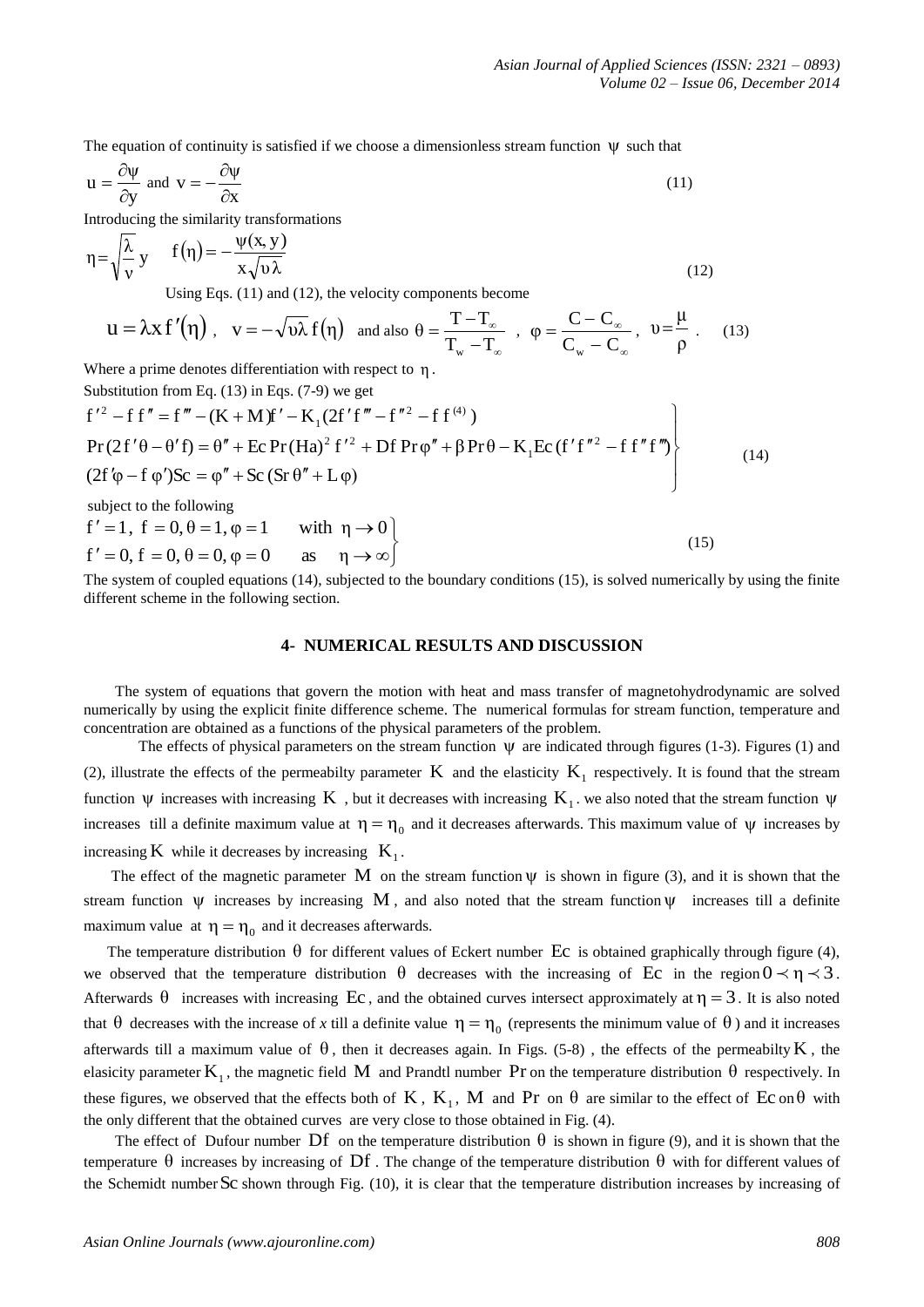The equation of continuity is satisfied if we choose a dimensionless stream function $\psi$ such that

$$u = \frac{\partial \psi}{\partial y} \text{ and } v = -\frac{\partial \psi}{\partial x} \tag{11}$$

Introducing the similarity transformations

$$\eta = \sqrt{\frac{\lambda}{\nu}}\, y \qquad f(\eta) = -\frac{\psi(x,y)}{x\sqrt{\upsilon\lambda}} \tag{12}$$

Using Eqs. (11) and (12), the velocity components become

$$u = \lambda x f'(\eta), \quad v = -\sqrt{\upsilon\lambda}\, f(\eta) \quad \text{and also } \theta = \frac{T - T_\infty}{T_w - T_\infty}, \quad \varphi = \frac{C - C_\infty}{C_w - C_\infty}, \quad \upsilon = \frac{\mu}{\rho}. \tag{13}$$

Where a prime denotes differentiation with respect to $\eta$.

Substitution from Eq. (13) in Eqs. (7-9) we get

$$\left.\begin{aligned}
&f'^2 - f f'' = f''' - (K + M)f' - K_1(2f' f''' - f''^2 - f f^{(4)}) \\
&\Pr(2f'\theta - \theta' f) = \theta'' + Ec\Pr(Ha)^2 f'^2 + Df\Pr\varphi'' + \beta\Pr\theta - K_1 Ec(f' f''^2 - f f'' f''') \\
&(2f'\varphi - f\varphi')Sc = \varphi'' + Sc(Sr\,\theta'' + L\varphi)
\end{aligned}\right\} \tag{14}$$

subject to the following

$$\left.\begin{aligned}
&f' = 1,\ f = 0, \theta = 1, \varphi = 1 \qquad \text{with } \eta \to 0 \\
&f' = 0,\ f = 0, \theta = 0, \varphi = 0 \qquad \text{as } \eta \to \infty
\end{aligned}\right\} \tag{15}$$

The system of coupled equations (14), subjected to the boundary conditions (15), is solved numerically by using the finite different scheme in the following section.

## 4- NUMERICAL RESULTS AND DISCUSSION

The system of equations that govern the motion with heat and mass transfer of magnetohydrodynamic are solved numerically by using the explicit finite difference scheme. The numerical formulas for stream function, temperature and concentration are obtained as a functions of the physical parameters of the problem.

The effects of physical parameters on the stream function $\psi$ are indicated through figures (1-3). Figures (1) and (2), illustrate the effects of the permeabilty parameter $K$ and the elasticity $K_1$ respectively. It is found that the stream function $\psi$ increases with increasing $K$, but it decreases with increasing $K_1$. we also noted that the stream function $\psi$ increases till a definite maximum value at $\eta = \eta_0$ and it decreases afterwards. This maximum value of $\psi$ increases by increasing $K$ while it decreases by increasing $K_1$.

The effect of the magnetic parameter $M$ on the stream function $\psi$ is shown in figure (3), and it is shown that the stream function $\psi$ increases by increasing $M$, and also noted that the stream function $\psi$ increases till a definite maximum value at $\eta = \eta_0$ and it decreases afterwards.

The temperature distribution $\theta$ for different values of Eckert number $Ec$ is obtained graphically through figure (4), we observed that the temperature distribution $\theta$ decreases with the increasing of $Ec$ in the region $0 \prec \eta \prec 3$. Afterwards $\theta$ increases with increasing $Ec$, and the obtained curves intersect approximately at $\eta = 3$. It is also noted that $\theta$ decreases with the increase of *x* till a definite value $\eta = \eta_0$ (represents the minimum value of $\theta$) and it increases afterwards till a maximum value of $\theta$, then it decreases again. In Figs. (5-8), the effects of the permeabilty $K$, the elasicity parameter $K_1$, the magnetic field $M$ and Prandtl number $\Pr$ on the temperature distribution $\theta$ respectively. In these figures, we observed that the effects both of $K$, $K_1$, $M$ and $\Pr$ on $\theta$ are similar to the effect of $Ec$ on $\theta$ with the only different that the obtained curves are very close to those obtained in Fig. (4).

The effect of Dufour number $Df$ on the temperature distribution $\theta$ is shown in figure (9), and it is shown that the temperature $\theta$ increases by increasing of $Df$. The change of the temperature distribution $\theta$ with for different values of the Schemidt number $Sc$ shown through Fig. (10), it is clear that the temperature distribution increases by increasing of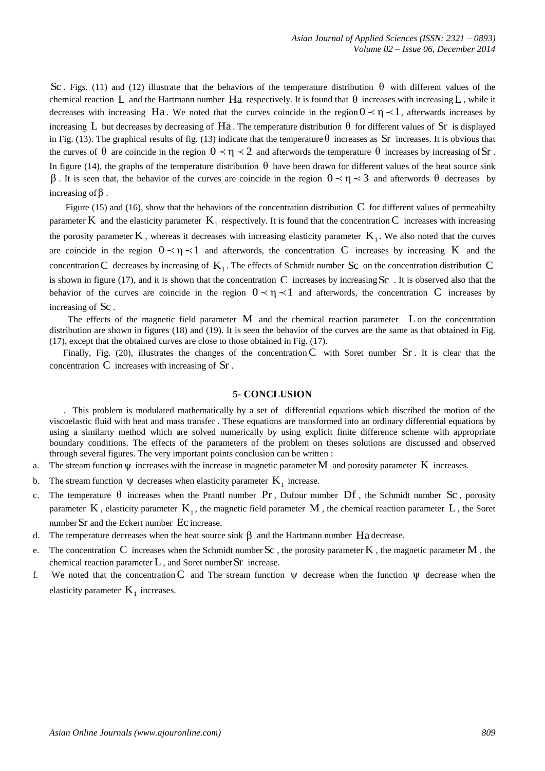$Sc$. Figs. (11) and (12) illustrate that the behaviors of the temperature distribution $\theta$ with different values of the chemical reaction $L$ and the Hartmann number $Ha$ respectively. It is found that $\theta$ increases with increasing $L$, while it decreases with increasing $Ha$. We noted that the curves coincide in the region $0 \prec \eta \prec 1$, afterwards increases by increasing $L$ but decreases by decreasing of $Ha$. The temperature distribution $\theta$ for different values of $Sr$ is displayed in Fig. (13). The graphical results of fig. (13) indicate that the temperature $\theta$ increases as $Sr$ increases. It is obvious that the curves of $\theta$ are coincide in the region $0 \prec \eta \prec 2$ and afterwords the temperature $\theta$ increases by increasing of $Sr$. In figure (14), the graphs of the temperature distribution $\theta$ have been drawn for different values of the heat source sink $\beta$. It is seen that, the behavior of the curves are coincide in the region $0 \prec \eta \prec 3$ and afterwords $\theta$ decreases by increasing of $\beta$.

Figure (15) and (16), show that the behaviors of the concentration distribution $C$ for different values of permeabilty parameter $K$ and the elasticity parameter $K_1$ respectively. It is found that the concentration $C$ increases with increasing the porosity parameter $K$, whereas it decreases with increasing elasticity parameter $K_1$. We also noted that the curves are coincide in the region $0 \prec \eta \prec 1$ and afterwords, the concentration $C$ increases by increasing $K$ and the concentration $C$ decreases by increasing of $K_1$. The effects of Schmidt number $Sc$ on the concentration distribution $C$ is shown in figure (17), and it is shown that the concentration $C$ increases by increasing $Sc$. It is observed also that the behavior of the curves are coincide in the region $0 \prec \eta \prec 1$ and afterwords, the concentration $C$ increases by increasing of $Sc$.

The effects of the magnetic field parameter $M$ and the chemical reaction parameter $L$ on the concentration distribution are shown in figures (18) and (19). It is seen the behavior of the curves are the same as that obtained in Fig. (17), except that the obtained curves are close to those obtained in Fig. (17).

Finally, Fig. (20), illustrates the changes of the concentration $C$ with Soret number $Sr$. It is clear that the concentration $C$ increases with increasing of $Sr$.

## 5- CONCLUSION

. This problem is modulated mathematically by a set of differential equations which discribed the motion of the viscoelastic fluid with heat and mass transfer . These equations are transformed into an ordinary differential equations by using a similarty method which are solved numerically by using explicit finite difference scheme with appropriate boundary conditions. The effects of the parameters of the problem on theses solutions are discussed and observed through several figures. The very important points conclusion can be written :

a. The stream function $\psi$ increases with the increase in magnetic parameter $M$ and porosity parameter $K$ increases.

b. The stream function $\psi$ decreases when elasticity parameter $K_1$ increase.

c. The temperature $\theta$ increases when the Prantl number $Pr$, Dufour number $Df$, the Schmidt number $Sc$, porosity parameter $K$, elasticity parameter $K_1$, the magnetic field parameter $M$, the chemical reaction parameter $L$, the Soret number $Sr$ and the Eckert number $Ec$ increase.

d. The temperature decreases when the heat source sink $\beta$ and the Hartmann number $Ha$ decrease.

e. The concentration $C$ increases when the Schmidt number $Sc$, the porosity parameter $K$, the magnetic parameter $M$, the chemical reaction parameter $L$, and Soret number $Sr$ increase.

f. We noted that the concentration $C$ and The stream function $\psi$ decrease when the function $\psi$ decrease when the elasticity parameter $K_1$ increases.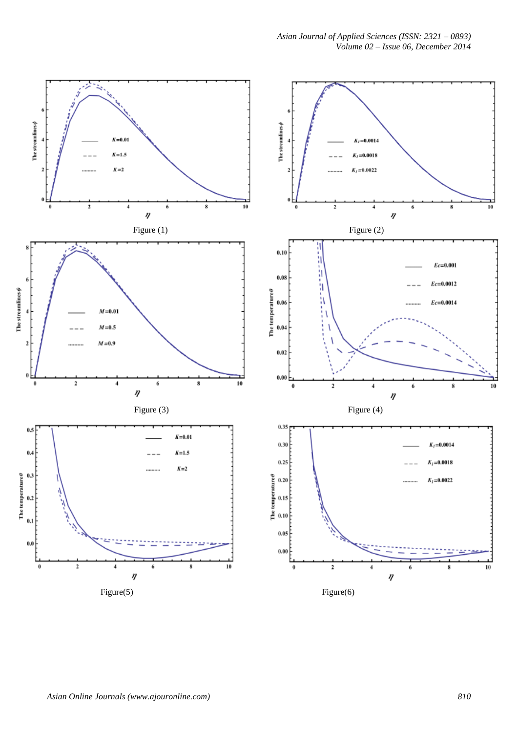Figure (1)

Figure (2)

Figure (3)

Figure (4)

Figure(5)

Figure(6)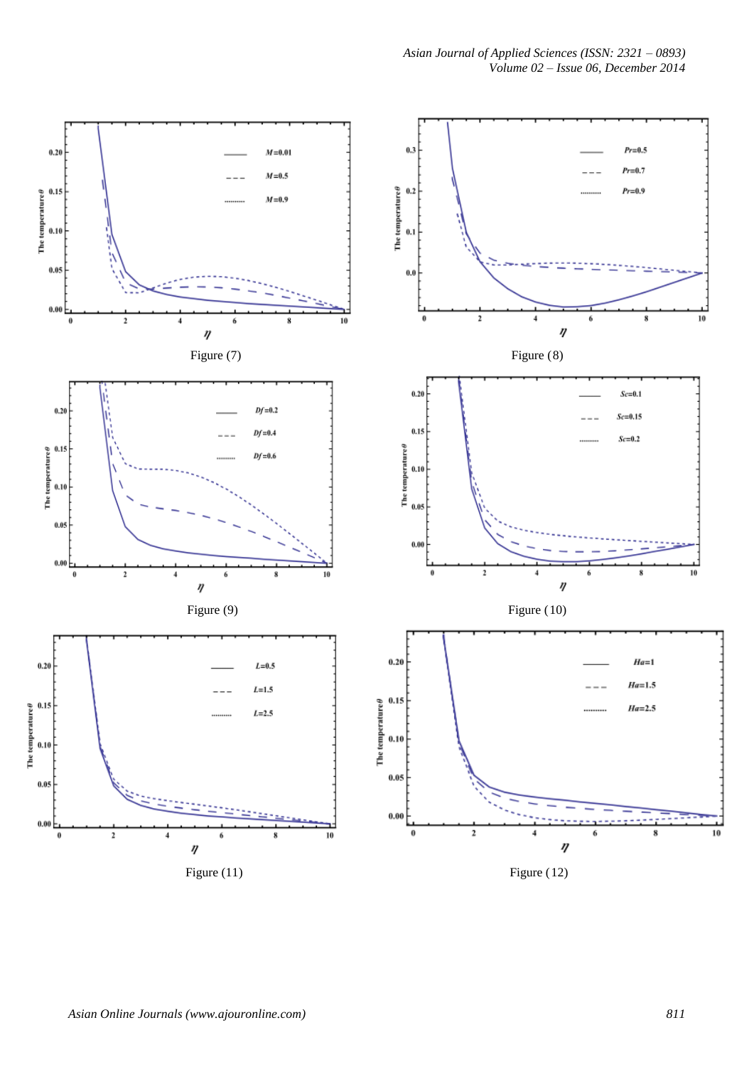Figure (7)

Figure (8)

Figure (9)

Figure (10)

Figure (11)

Figure (12)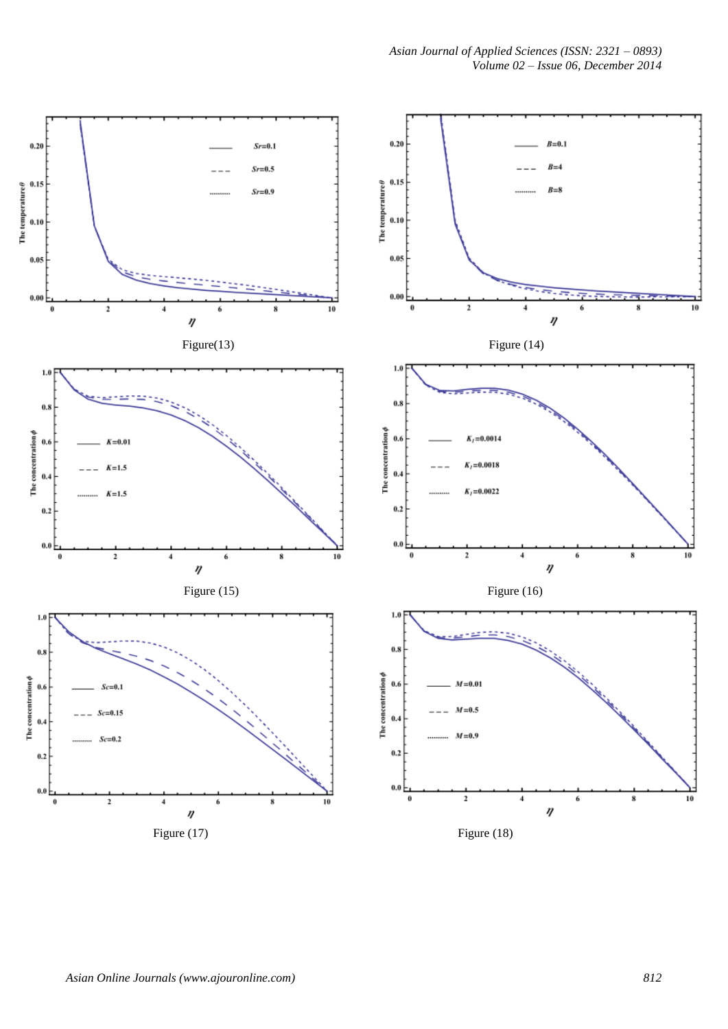Figure(13)

Figure (14)

Figure (15)

Figure (16)

Figure (17)

Figure (18)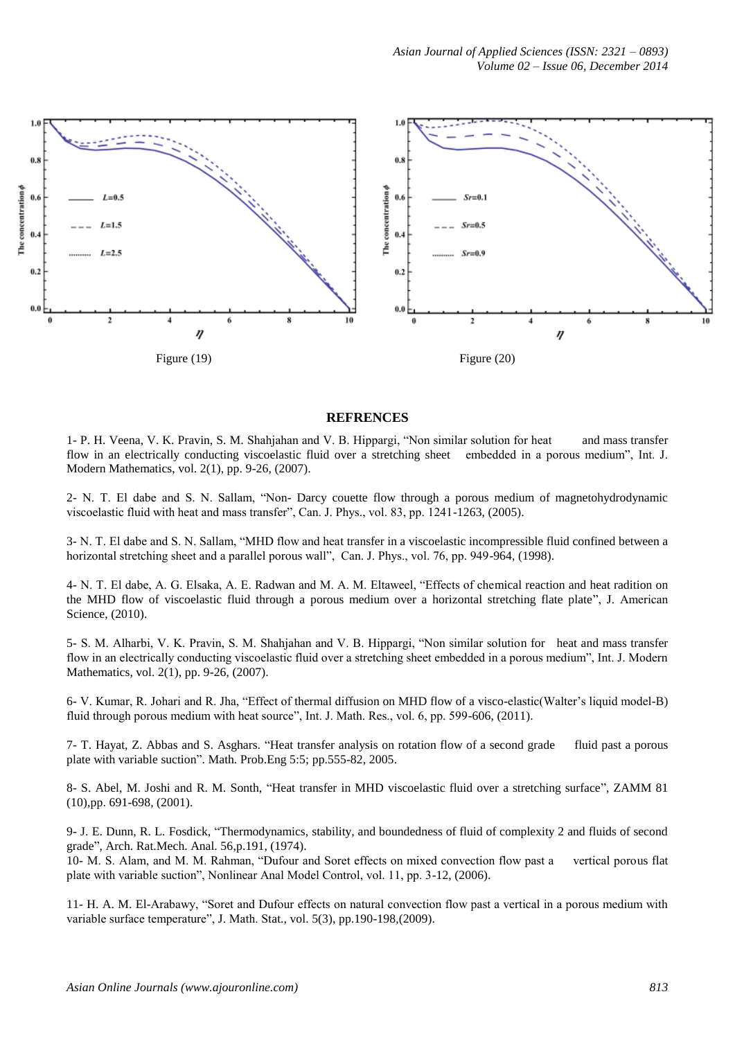Figure (19)

Figure (20)

## REFRENCES

1- P. H. Veena, V. K. Pravin, S. M. Shahjahan and V. B. Hippargi, "Non similar solution for heat and mass transfer flow in an electrically conducting viscoelastic fluid over a stretching sheet embedded in a porous medium", Int. J. Modern Mathematics, vol. 2(1), pp. 9-26, (2007).

2- N. T. El dabe and S. N. Sallam, "Non- Darcy couette flow through a porous medium of magnetohydrodynamic viscoelastic fluid with heat and mass transfer", Can. J. Phys., vol. 83, pp. 1241-1263, (2005).

3- N. T. El dabe and S. N. Sallam, "MHD flow and heat transfer in a viscoelastic incompressible fluid confined between a horizontal stretching sheet and a parallel porous wall", Can. J. Phys., vol. 76, pp. 949-964, (1998).

4- N. T. El dabe, A. G. Elsaka, A. E. Radwan and M. A. M. Eltaweel, "Effects of chemical reaction and heat radition on the MHD flow of viscoelastic fluid through a porous medium over a horizontal stretching flate plate", J. American Science, (2010).

5- S. M. Alharbi, V. K. Pravin, S. M. Shahjahan and V. B. Hippargi, "Non similar solution for heat and mass transfer flow in an electrically conducting viscoelastic fluid over a stretching sheet embedded in a porous medium", Int. J. Modern Mathematics, vol. 2(1), pp. 9-26, (2007).

6- V. Kumar, R. Johari and R. Jha, "Effect of thermal diffusion on MHD flow of a visco-elastic(Walter's liquid model-B) fluid through porous medium with heat source", Int. J. Math. Res., vol. 6, pp. 599-606, (2011).

7- T. Hayat, Z. Abbas and S. Asghars. "Heat transfer analysis on rotation flow of a second grade fluid past a porous plate with variable suction". Math. Prob.Eng 5:5; pp.555-82, 2005.

8- S. Abel, M. Joshi and R. M. Sonth, "Heat transfer in MHD viscoelastic fluid over a stretching surface", ZAMM 81 (10),pp. 691-698, (2001).

9- J. E. Dunn, R. L. Fosdick, "Thermodynamics, stability, and boundedness of fluid of complexity 2 and fluids of second grade", Arch. Rat.Mech. Anal. 56,p.191, (1974).

10- M. S. Alam, and M. M. Rahman, "Dufour and Soret effects on mixed convection flow past a vertical porous flat plate with variable suction", Nonlinear Anal Model Control, vol. 11, pp. 3-12, (2006).

11- H. A. M. El-Arabawy, "Soret and Dufour effects on natural convection flow past a vertical in a porous medium with variable surface temperature", J. Math. Stat., vol. 5(3), pp.190-198,(2009).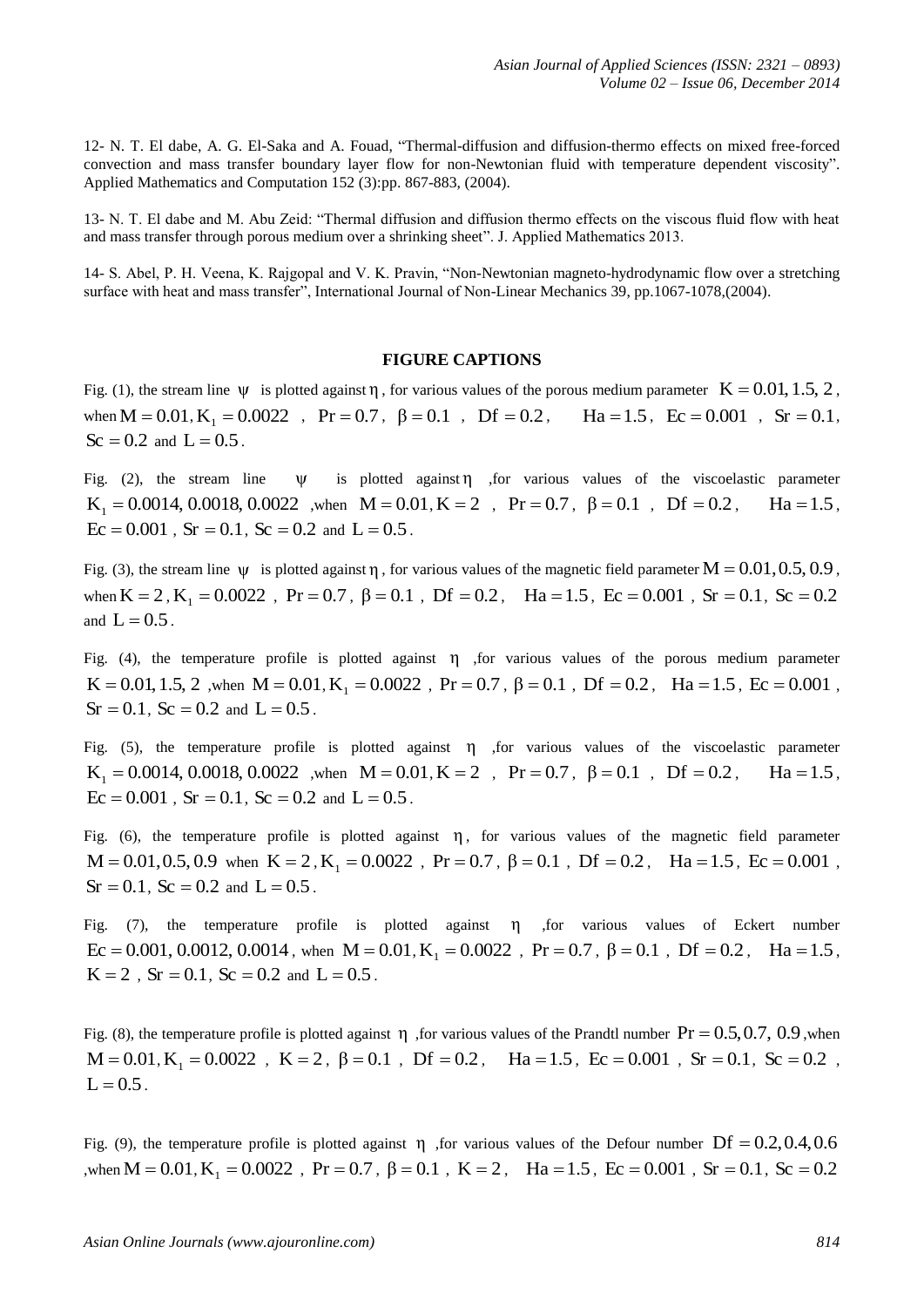12- N. T. El dabe, A. G. El-Saka and A. Fouad, "Thermal-diffusion and diffusion-thermo effects on mixed free-forced convection and mass transfer boundary layer flow for non-Newtonian fluid with temperature dependent viscosity". Applied Mathematics and Computation 152 (3):pp. 867-883, (2004).

13- N. T. El dabe and M. Abu Zeid: "Thermal diffusion and diffusion thermo effects on the viscous fluid flow with heat and mass transfer through porous medium over a shrinking sheet". J. Applied Mathematics 2013.

14- S. Abel, P. H. Veena, K. Rajgopal and V. K. Pravin, "Non-Newtonian magneto-hydrodynamic flow over a stretching surface with heat and mass transfer", International Journal of Non-Linear Mechanics 39, pp.1067-1078,(2004).

## FIGURE CAPTIONS

Fig. (1), the stream line $\psi$ is plotted against $\eta$, for various values of the porous medium parameter $K = 0.01, 1.5, 2$, when $M = 0.01, K_1 = 0.0022$ , $Pr = 0.7$, $\beta = 0.1$ , $Df = 0.2$, $Ha = 1.5$, $Ec = 0.001$ , $Sr = 0.1$, $Sc = 0.2$ and $L = 0.5$.

Fig. (2), the stream line $\psi$ is plotted against $\eta$ ,for various values of the viscoelastic parameter $K_1 = 0.0014, 0.0018, 0.0022$ ,when $M = 0.01, K = 2$ , $Pr = 0.7$, $\beta = 0.1$ , $Df = 0.2$, $Ha = 1.5$, $Ec = 0.001$ , $Sr = 0.1$, $Sc = 0.2$ and $L = 0.5$.

Fig. (3), the stream line $\psi$ is plotted against $\eta$, for various values of the magnetic field parameter $M = 0.01, 0.5, 0.9$, when $K = 2$, $K_1 = 0.0022$ , $Pr = 0.7$, $\beta = 0.1$ , $Df = 0.2$, $Ha = 1.5$, $Ec = 0.001$ , $Sr = 0.1$, $Sc = 0.2$ and $L = 0.5$.

Fig. (4), the temperature profile is plotted against $\eta$ ,for various values of the porous medium parameter $K = 0.01, 1.5, 2$ ,when $M = 0.01, K_1 = 0.0022$ , $Pr = 0.7$, $\beta = 0.1$ , $Df = 0.2$, $Ha = 1.5$, $Ec = 0.001$ , $Sr = 0.1$, $Sc = 0.2$ and $L = 0.5$.

Fig. (5), the temperature profile is plotted against $\eta$ ,for various values of the viscoelastic parameter $K_1 = 0.0014, 0.0018, 0.0022$ ,when $M = 0.01, K = 2$ , $Pr = 0.7$, $\beta = 0.1$ , $Df = 0.2$, $Ha = 1.5$, $Ec = 0.001$ , $Sr = 0.1$, $Sc = 0.2$ and $L = 0.5$.

Fig. (6), the temperature profile is plotted against $\eta$, for various values of the magnetic field parameter $M = 0.01, 0.5, 0.9$ when $K = 2$, $K_1 = 0.0022$ , $Pr = 0.7$, $\beta = 0.1$ , $Df = 0.2$, $Ha = 1.5$, $Ec = 0.001$ , $Sr = 0.1$, $Sc = 0.2$ and $L = 0.5$.

Fig. (7), the temperature profile is plotted against $\eta$ ,for various values of Eckert number $Ec = 0.001, 0.0012, 0.0014$, when $M = 0.01, K_1 = 0.0022$ , $Pr = 0.7$, $\beta = 0.1$ , $Df = 0.2$, $Ha = 1.5$, $K = 2$ , $Sr = 0.1$, $Sc = 0.2$ and $L = 0.5$.

Fig. (8), the temperature profile is plotted against $\eta$ ,for various values of the Prandtl number $Pr = 0.5, 0.7, 0.9$ ,when $M = 0.01, K_1 = 0.0022$ , $K = 2$, $\beta = 0.1$ , $Df = 0.2$, $Ha = 1.5$, $Ec = 0.001$ , $Sr = 0.1$, $Sc = 0.2$ , $L = 0.5$.

Fig. (9), the temperature profile is plotted against $\eta$ ,for various values of the Defour number $Df = 0.2, 0.4, 0.6$ ,when $M = 0.01, K_1 = 0.0022$ , $Pr = 0.7$, $\beta = 0.1$ , $K = 2$, $Ha = 1.5$, $Ec = 0.001$ , $Sr = 0.1$, $Sc = 0.2$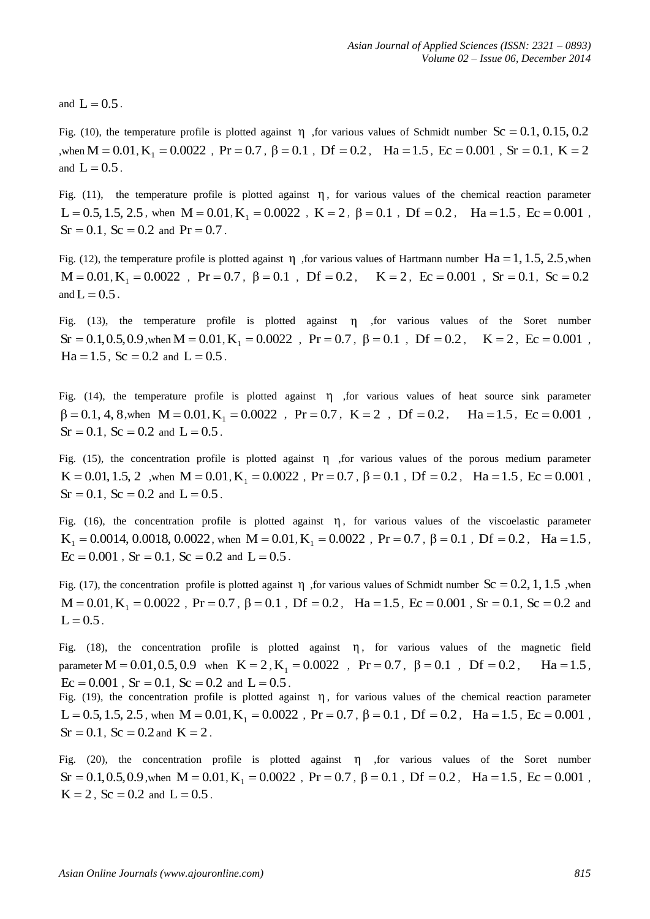and $L = 0.5$.

Fig. (10), the temperature profile is plotted against $\eta$ ,for various values of Schmidt number $Sc = 0.1, 0.15, 0.2$ ,when $M = 0.01, K_1 = 0.0022$ , $Pr = 0.7$, $\beta = 0.1$ , $Df = 0.2$, $Ha = 1.5$, $Ec = 0.001$ , $Sr = 0.1$, $K = 2$ and $L = 0.5$.

Fig. (11), the temperature profile is plotted against $\eta$, for various values of the chemical reaction parameter $L = 0.5, 1.5, 2.5$, when $M = 0.01, K_1 = 0.0022$ , $K = 2$, $\beta = 0.1$ , $Df = 0.2$, $Ha = 1.5$, $Ec = 0.001$ , $Sr = 0.1$, $Sc = 0.2$ and $Pr = 0.7$.

Fig. (12), the temperature profile is plotted against $\eta$ ,for various values of Hartmann number $Ha = 1, 1.5, 2.5$ ,when $M = 0.01, K_1 = 0.0022$ , $Pr = 0.7$, $\beta = 0.1$ , $Df = 0.2$, $K = 2$, $Ec = 0.001$ , $Sr = 0.1$, $Sc = 0.2$ and $L = 0.5$.

Fig. (13), the temperature profile is plotted against $\eta$ ,for various values of the Soret number $Sr = 0.1, 0.5, 0.9$ ,when $M = 0.01, K_1 = 0.0022$ , $Pr = 0.7$, $\beta = 0.1$ , $Df = 0.2$, $K = 2$, $Ec = 0.001$ , $Ha = 1.5$, $Sc = 0.2$ and $L = 0.5$.

Fig. (14), the temperature profile is plotted against $\eta$ ,for various values of heat source sink parameter $\beta = 0.1, 4, 8$ ,when $M = 0.01, K_1 = 0.0022$ , $Pr = 0.7$, $K = 2$ , $Df = 0.2$, $Ha = 1.5$, $Ec = 0.001$ , $Sr = 0.1$, $Sc = 0.2$ and $L = 0.5$.

Fig. (15), the concentration profile is plotted against $\eta$ ,for various values of the porous medium parameter $K = 0.01, 1.5, 2$ ,when $M = 0.01, K_1 = 0.0022$ , $Pr = 0.7$, $\beta = 0.1$ , $Df = 0.2$, $Ha = 1.5$, $Ec = 0.001$ , $Sr = 0.1$, $Sc = 0.2$ and $L = 0.5$.

Fig. (16), the concentration profile is plotted against $\eta$, for various values of the viscoelastic parameter $K_1 = 0.0014, 0.0018, 0.0022$, when $M = 0.01, K_1 = 0.0022$ , $Pr = 0.7$, $\beta = 0.1$ , $Df = 0.2$, $Ha = 1.5$, $Ec = 0.001$ , $Sr = 0.1$, $Sc = 0.2$ and $L = 0.5$.

Fig. (17), the concentration profile is plotted against $\eta$ ,for various values of Schmidt number $Sc = 0.2, 1, 1.5$ ,when $M = 0.01, K_1 = 0.0022$ , $Pr = 0.7$, $\beta = 0.1$ , $Df = 0.2$, $Ha = 1.5$, $Ec = 0.001$ , $Sr = 0.1$, $Sc = 0.2$ and $L = 0.5$.

Fig. (18), the concentration profile is plotted against $\eta$, for various values of the magnetic field parameter $M = 0.01, 0.5, 0.9$ when $K = 2$, $K_1 = 0.0022$ , $Pr = 0.7$, $\beta = 0.1$ , $Df = 0.2$, $Ha = 1.5$, $Ec = 0.001$ , $Sr = 0.1$, $Sc = 0.2$ and $L = 0.5$.

Fig. (19), the concentration profile is plotted against $\eta$, for various values of the chemical reaction parameter $L = 0.5, 1.5, 2.5$, when $M = 0.01, K_1 = 0.0022$ , $Pr = 0.7$, $\beta = 0.1$ , $Df = 0.2$, $Ha = 1.5$, $Ec = 0.001$ , $Sr = 0.1$, $Sc = 0.2$ and $K = 2$.

Fig. (20), the concentration profile is plotted against $\eta$ ,for various values of the Soret number $Sr = 0.1, 0.5, 0.9$ ,when $M = 0.01, K_1 = 0.0022$ , $Pr = 0.7$, $\beta = 0.1$ , $Df = 0.2$, $Ha = 1.5$, $Ec = 0.001$ , $K = 2$, $Sc = 0.2$ and $L = 0.5$.